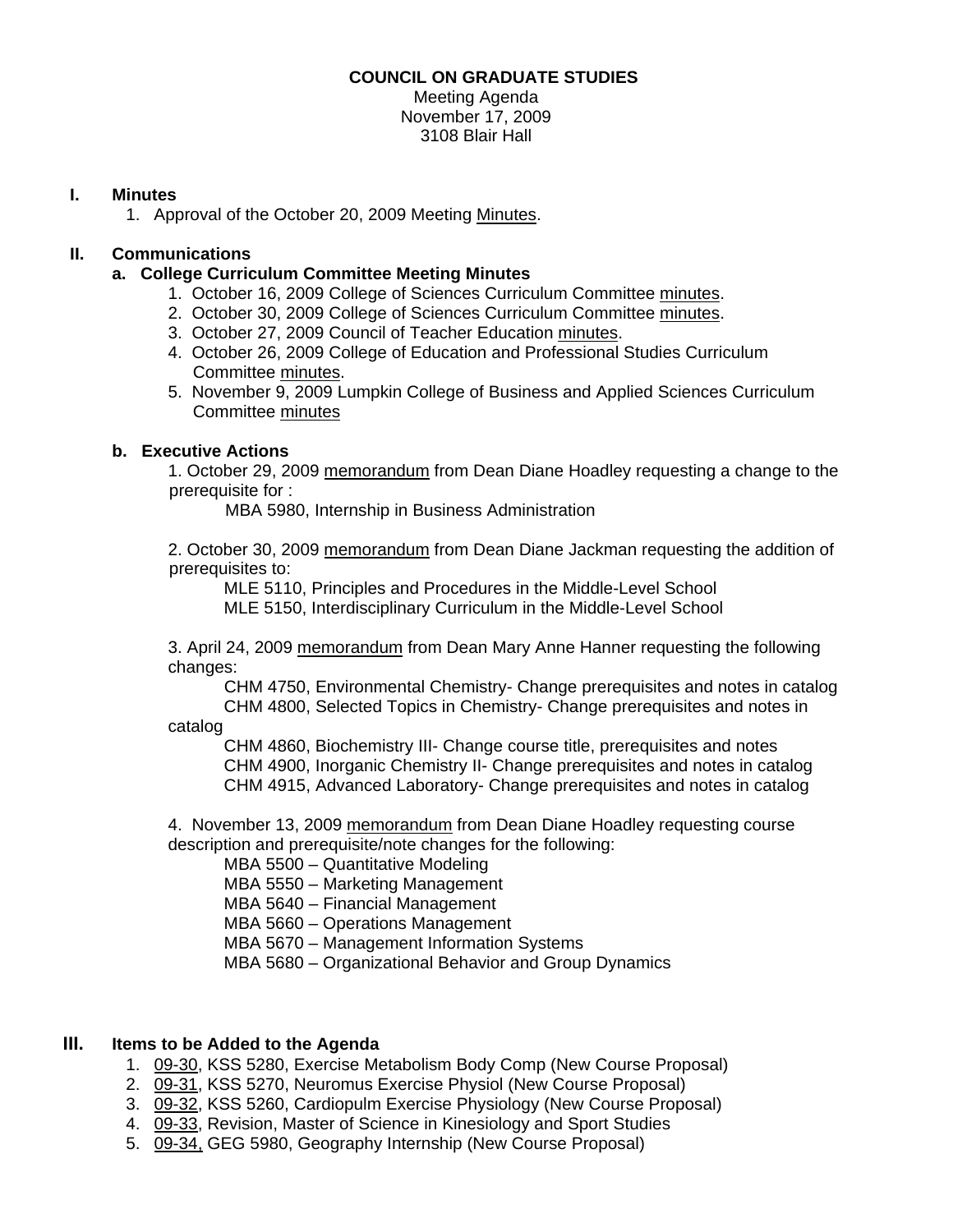**COUNCIL ON GRADUATE STUDIES**

Meeting Agenda
November 17, 2009
3108 Blair Hall

## I. Minutes

1. Approval of the October 20, 2009 Meeting Minutes.

## II. Communications

### a. College Curriculum Committee Meeting Minutes

1. October 16, 2009 College of Sciences Curriculum Committee minutes.
2. October 30, 2009 College of Sciences Curriculum Committee minutes.
3. October 27, 2009 Council of Teacher Education minutes.
4. October 26, 2009 College of Education and Professional Studies Curriculum Committee minutes.
5. November 9, 2009 Lumpkin College of Business and Applied Sciences Curriculum Committee minutes

### b. Executive Actions

1. October 29, 2009 memorandum from Dean Diane Hoadley requesting a change to the prerequisite for :
   - MBA 5980, Internship in Business Administration

2. October 30, 2009 memorandum from Dean Diane Jackman requesting the addition of prerequisites to:
   - MLE 5110, Principles and Procedures in the Middle-Level School
   - MLE 5150, Interdisciplinary Curriculum in the Middle-Level School

3. April 24, 2009 memorandum from Dean Mary Anne Hanner requesting the following changes:
   - CHM 4750, Environmental Chemistry- Change prerequisites and notes in catalog
   - CHM 4800, Selected Topics in Chemistry- Change prerequisites and notes in catalog
   - CHM 4860, Biochemistry III- Change course title, prerequisites and notes
   - CHM 4900, Inorganic Chemistry II- Change prerequisites and notes in catalog
   - CHM 4915, Advanced Laboratory- Change prerequisites and notes in catalog

4. November 13, 2009 memorandum from Dean Diane Hoadley requesting course description and prerequisite/note changes for the following:
   - MBA 5500 – Quantitative Modeling
   - MBA 5550 – Marketing Management
   - MBA 5640 – Financial Management
   - MBA 5660 – Operations Management
   - MBA 5670 – Management Information Systems
   - MBA 5680 – Organizational Behavior and Group Dynamics

## III. Items to be Added to the Agenda

1. 09-30, KSS 5280, Exercise Metabolism Body Comp (New Course Proposal)
2. 09-31, KSS 5270, Neuromus Exercise Physiol (New Course Proposal)
3. 09-32, KSS 5260, Cardiopulm Exercise Physiology (New Course Proposal)
4. 09-33, Revision, Master of Science in Kinesiology and Sport Studies
5. 09-34, GEG 5980, Geography Internship (New Course Proposal)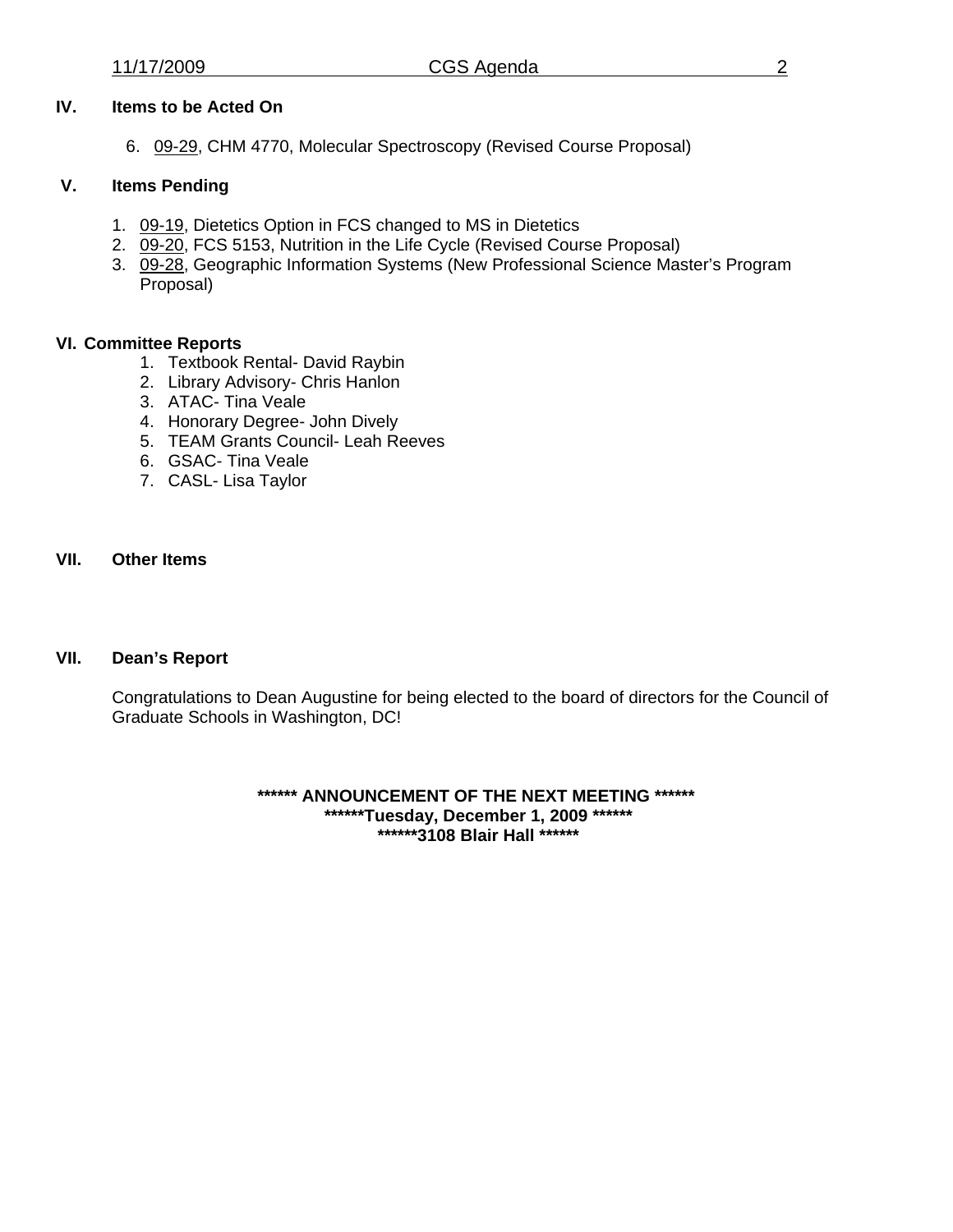## IV. Items to be Acted On

6. 09-29, CHM 4770, Molecular Spectroscopy (Revised Course Proposal)

## V. Items Pending

1. 09-19, Dietetics Option in FCS changed to MS in Dietetics
2. 09-20, FCS 5153, Nutrition in the Life Cycle (Revised Course Proposal)
3. 09-28, Geographic Information Systems (New Professional Science Master's Program Proposal)

## VI. Committee Reports

1. Textbook Rental- David Raybin
2. Library Advisory- Chris Hanlon
3. ATAC- Tina Veale
4. Honorary Degree- John Dively
5. TEAM Grants Council- Leah Reeves
6. GSAC- Tina Veale
7. CASL- Lisa Taylor

## VII. Other Items

## VII. Dean's Report

Congratulations to Dean Augustine for being elected to the board of directors for the Council of Graduate Schools in Washington, DC!

**\*\*\*\*\*\* ANNOUNCEMENT OF THE NEXT MEETING \*\*\*\*\*\***
**\*\*\*\*\*\*Tuesday, December 1, 2009 \*\*\*\*\*\***
**\*\*\*\*\*\*3108 Blair Hall \*\*\*\*\*\***